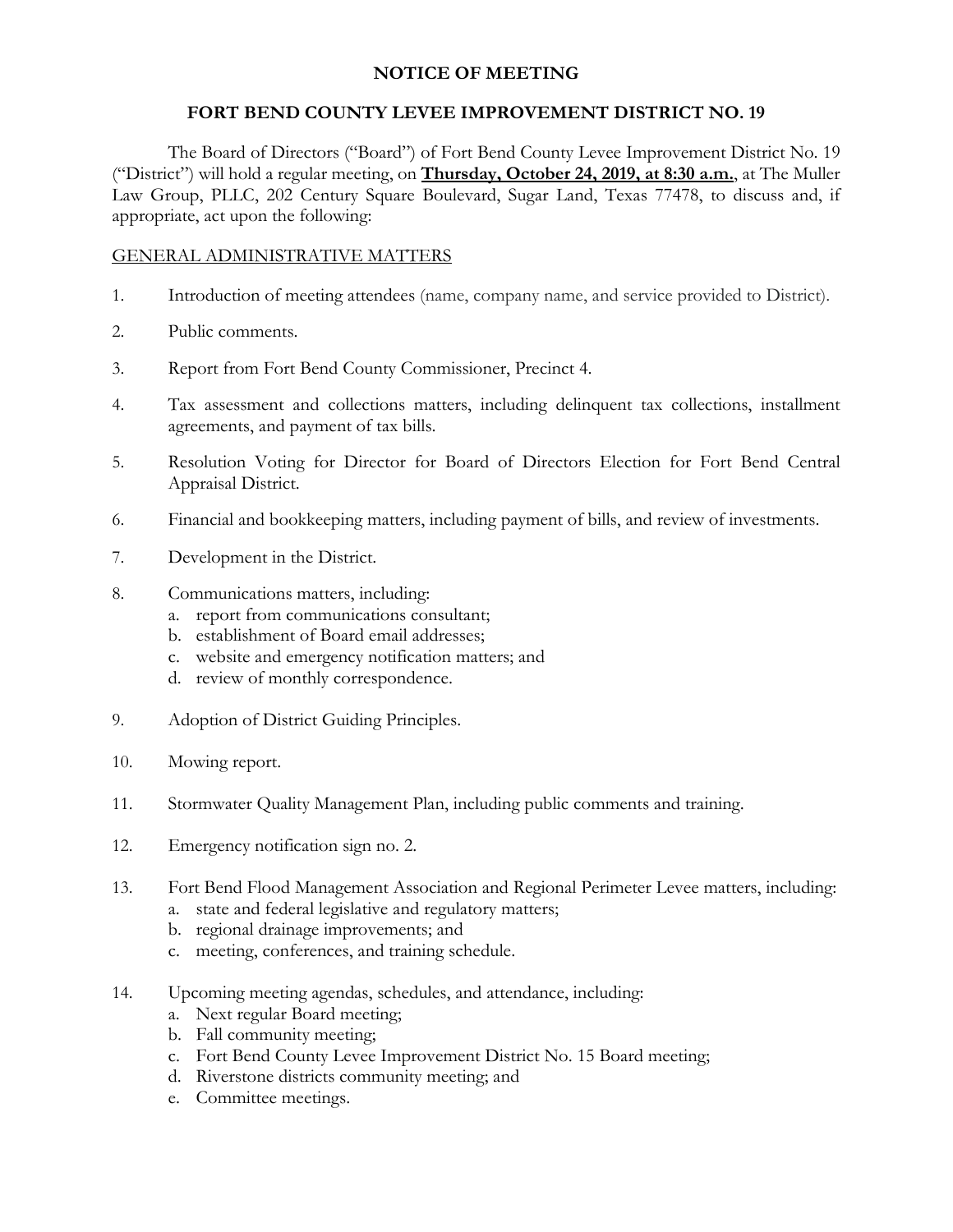# NOTICE OF MEETING

## FORT BEND COUNTY LEVEE IMPROVEMENT DISTRICT NO. 19

The Board of Directors ("Board") of Fort Bend County Levee Improvement District No. 19 ("District") will hold a regular meeting, on **Thursday, October 24, 2019, at 8:30 a.m.**, at The Muller Law Group, PLLC, 202 Century Square Boulevard, Sugar Land, Texas 77478, to discuss and, if appropriate, act upon the following:

GENERAL ADMINISTRATIVE MATTERS

1. Introduction of meeting attendees (name, company name, and service provided to District).
2. Public comments.
3. Report from Fort Bend County Commissioner, Precinct 4.
4. Tax assessment and collections matters, including delinquent tax collections, installment agreements, and payment of tax bills.
5. Resolution Voting for Director for Board of Directors Election for Fort Bend Central Appraisal District.
6. Financial and bookkeeping matters, including payment of bills, and review of investments.
7. Development in the District.
8. Communications matters, including:
   a. report from communications consultant;
   b. establishment of Board email addresses;
   c. website and emergency notification matters; and
   d. review of monthly correspondence.
9. Adoption of District Guiding Principles.
10. Mowing report.
11. Stormwater Quality Management Plan, including public comments and training.
12. Emergency notification sign no. 2.
13. Fort Bend Flood Management Association and Regional Perimeter Levee matters, including:
    a. state and federal legislative and regulatory matters;
    b. regional drainage improvements; and
    c. meeting, conferences, and training schedule.
14. Upcoming meeting agendas, schedules, and attendance, including:
    a. Next regular Board meeting;
    b. Fall community meeting;
    c. Fort Bend County Levee Improvement District No. 15 Board meeting;
    d. Riverstone districts community meeting; and
    e. Committee meetings.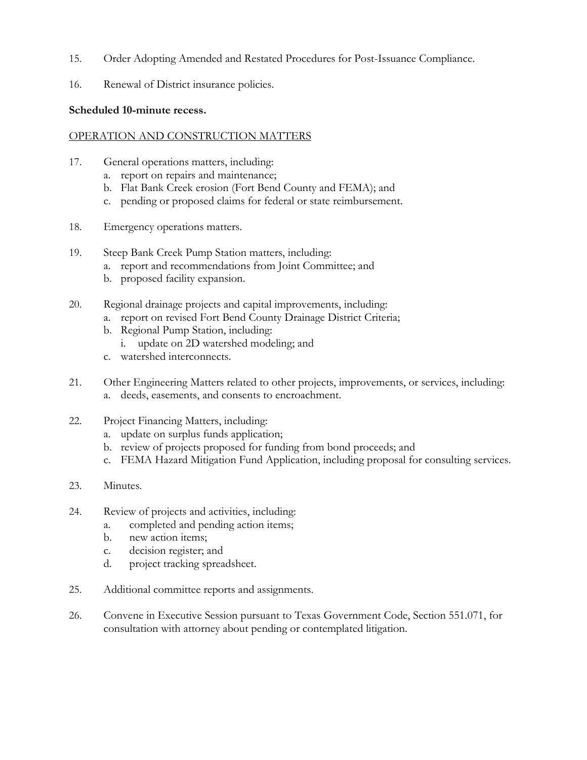15. Order Adopting Amended and Restated Procedures for Post-Issuance Compliance.

16. Renewal of District insurance policies.

**Scheduled 10-minute recess.**

<u>OPERATION AND CONSTRUCTION MATTERS</u>

17. General operations matters, including:
    a. report on repairs and maintenance;
    b. Flat Bank Creek erosion (Fort Bend County and FEMA); and
    c. pending or proposed claims for federal or state reimbursement.

18. Emergency operations matters.

19. Steep Bank Creek Pump Station matters, including:
    a. report and recommendations from Joint Committee; and
    b. proposed facility expansion.

20. Regional drainage projects and capital improvements, including:
    a. report on revised Fort Bend County Drainage District Criteria;
    b. Regional Pump Station, including:
        i. update on 2D watershed modeling; and
    c. watershed interconnects.

21. Other Engineering Matters related to other projects, improvements, or services, including:
    a. deeds, easements, and consents to encroachment.

22. Project Financing Matters, including:
    a. update on surplus funds application;
    b. review of projects proposed for funding from bond proceeds; and
    c. FEMA Hazard Mitigation Fund Application, including proposal for consulting services.

23. Minutes.

24. Review of projects and activities, including:
    a. completed and pending action items;
    b. new action items;
    c. decision register; and
    d. project tracking spreadsheet.

25. Additional committee reports and assignments.

26. Convene in Executive Session pursuant to Texas Government Code, Section 551.071, for consultation with attorney about pending or contemplated litigation.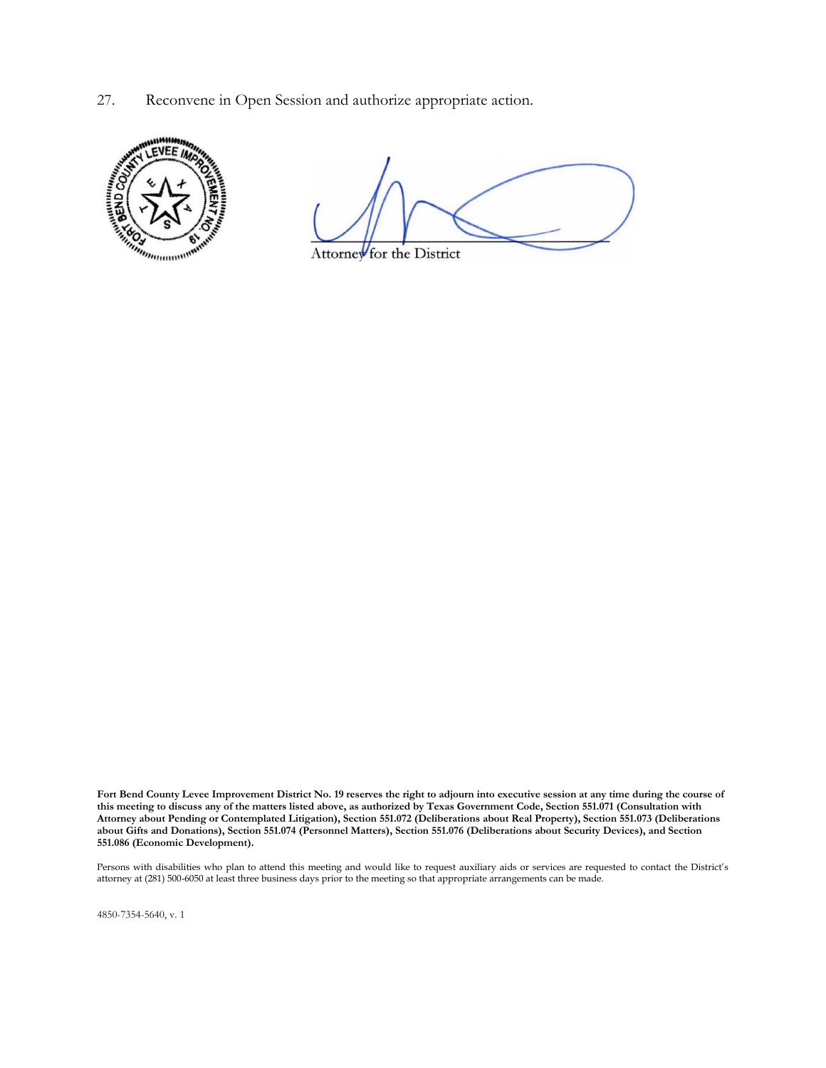27. Reconvene in Open Session and authorize appropriate action.

Attorney for the District

**Fort Bend County Levee Improvement District No. 19 reserves the right to adjourn into executive session at any time during the course of this meeting to discuss any of the matters listed above, as authorized by Texas Government Code, Section 551.071 (Consultation with Attorney about Pending or Contemplated Litigation), Section 551.072 (Deliberations about Real Property), Section 551.073 (Deliberations about Gifts and Donations), Section 551.074 (Personnel Matters), Section 551.076 (Deliberations about Security Devices), and Section 551.086 (Economic Development).**

Persons with disabilities who plan to attend this meeting and would like to request auxiliary aids or services are requested to contact the District's attorney at (281) 500-6050 at least three business days prior to the meeting so that appropriate arrangements can be made.

4850-7354-5640, v. 1